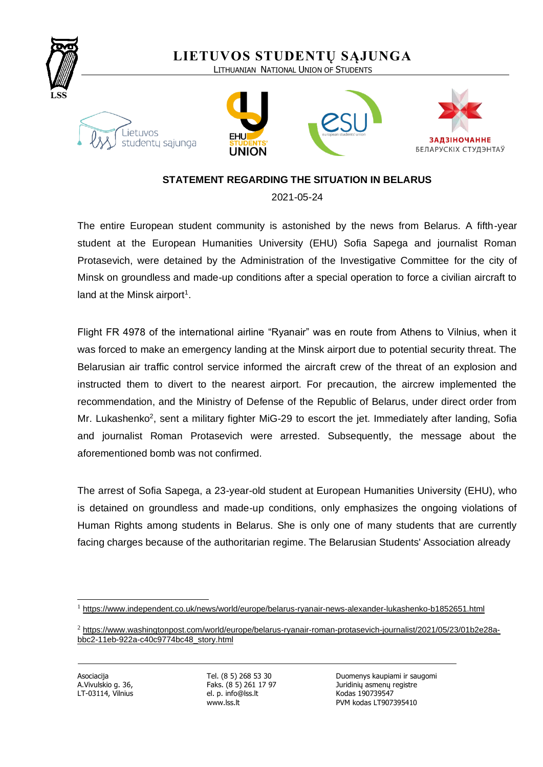# LIETUVOS STUDENTŲ SĄJUNGA

LITHUANIAN NATIONAL UNION OF STUDENTS

**STATEMENT REGARDING THE SITUATION IN BELARUS**

2021-05-24

The entire European student community is astonished by the news from Belarus. A fifth-year student at the European Humanities University (EHU) Sofia Sapega and journalist Roman Protasevich, were detained by the Administration of the Investigative Committee for the city of Minsk on groundless and made-up conditions after a special operation to force a civilian aircraft to land at the Minsk airport[1].

Flight FR 4978 of the international airline "Ryanair" was en route from Athens to Vilnius, when it was forced to make an emergency landing at the Minsk airport due to potential security threat. The Belarusian air traffic control service informed the aircraft crew of the threat of an explosion and instructed them to divert to the nearest airport. For precaution, the aircrew implemented the recommendation, and the Ministry of Defense of the Republic of Belarus, under direct order from Mr. Lukashenko[2], sent a military fighter MiG-29 to escort the jet. Immediately after landing, Sofia and journalist Roman Protasevich were arrested. Subsequently, the message about the aforementioned bomb was not confirmed.

The arrest of Sofia Sapega, a 23-year-old student at European Humanities University (EHU), who is detained on groundless and made-up conditions, only emphasizes the ongoing violations of Human Rights among students in Belarus. She is only one of many students that are currently facing charges because of the authoritarian regime. The Belarusian Students' Association already

---

[1] https://www.independent.co.uk/news/world/europe/belarus-ryanair-news-alexander-lukashenko-b1852651.html

[2] https://www.washingtonpost.com/world/europe/belarus-ryanair-roman-protasevich-journalist/2021/05/23/01b2e28a-bbc2-11eb-922a-c40c9774bc48_story.html

Asociacija
A.Vivulskio g. 36,
LT-03114, Vilnius

Tel. (8 5) 268 53 30
Faks. (8 5) 261 17 97
el. p. info@lss.lt
www.lss.lt

Duomenys kaupiami ir saugomi
Juridinių asmenų registre
Kodas 190739547
PVM kodas LT907395410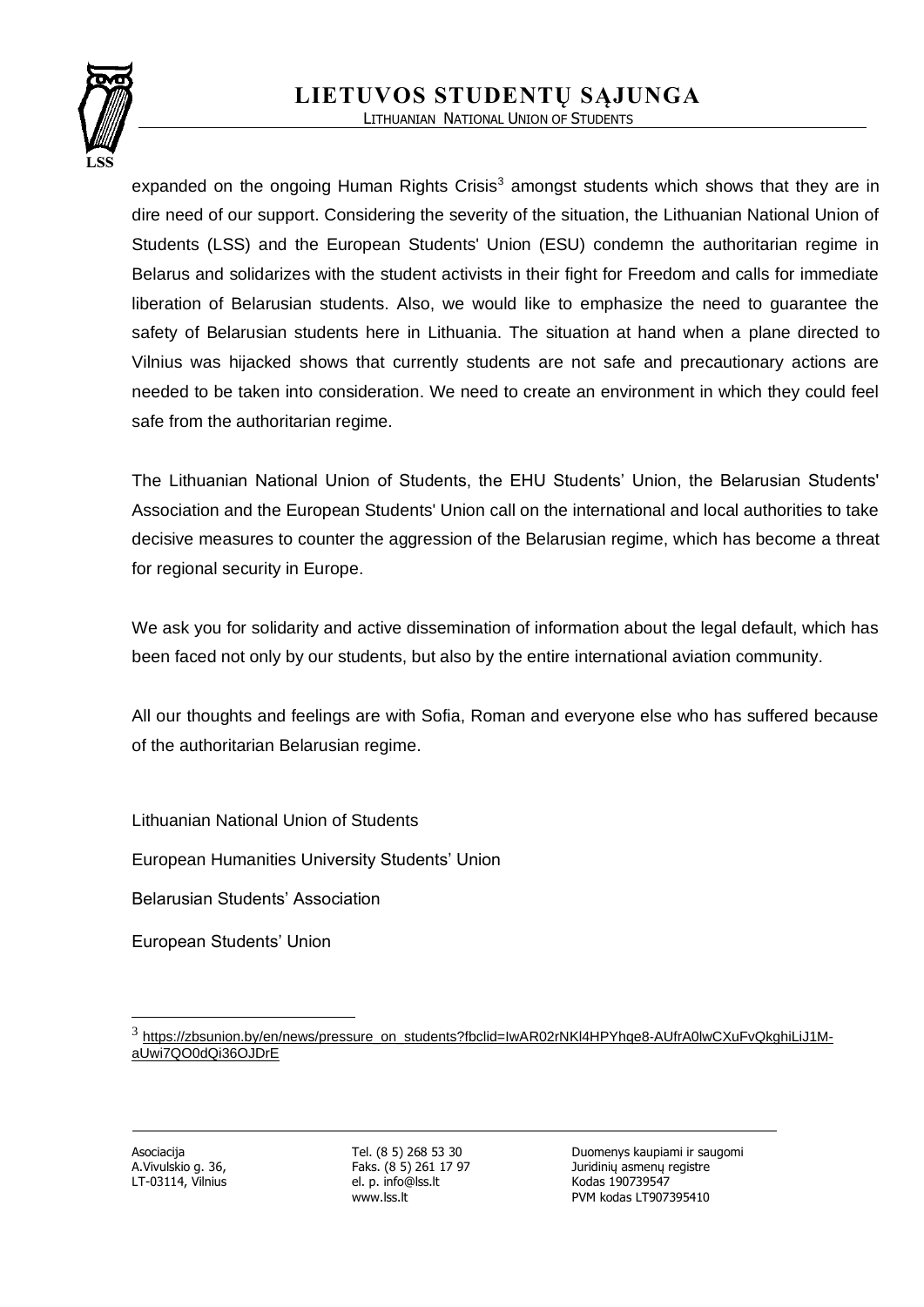expanded on the ongoing Human Rights Crisis[3] amongst students which shows that they are in dire need of our support. Considering the severity of the situation, the Lithuanian National Union of Students (LSS) and the European Students' Union (ESU) condemn the authoritarian regime in Belarus and solidarizes with the student activists in their fight for Freedom and calls for immediate liberation of Belarusian students. Also, we would like to emphasize the need to guarantee the safety of Belarusian students here in Lithuania. The situation at hand when a plane directed to Vilnius was hijacked shows that currently students are not safe and precautionary actions are needed to be taken into consideration. We need to create an environment in which they could feel safe from the authoritarian regime.

The Lithuanian National Union of Students, the EHU Students' Union, the Belarusian Students' Association and the European Students' Union call on the international and local authorities to take decisive measures to counter the aggression of the Belarusian regime, which has become a threat for regional security in Europe.

We ask you for solidarity and active dissemination of information about the legal default, which has been faced not only by our students, but also by the entire international aviation community.

All our thoughts and feelings are with Sofia, Roman and everyone else who has suffered because of the authoritarian Belarusian regime.

Lithuanian National Union of Students

European Humanities University Students' Union

Belarusian Students' Association

European Students' Union

---

[3] https://zbsunion.by/en/news/pressure_on_students?fbclid=IwAR02rNKl4HPYhqe8-AUfrA0lwCXuFvQkghiLiJ1M-aUwi7QO0dQi36OJDrE